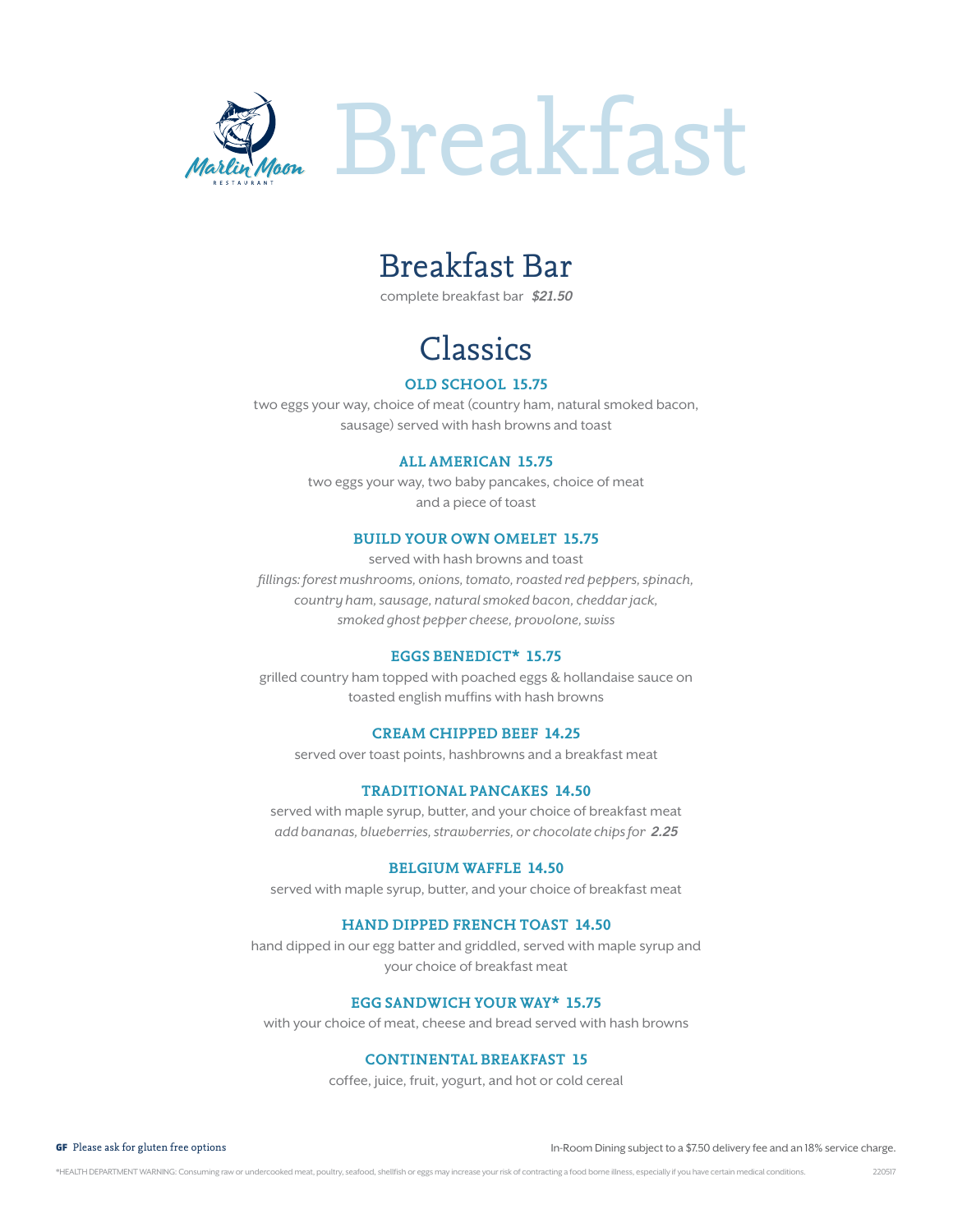Marlin Moon
RESTAURANT

# Breakfast

## Breakfast Bar

complete breakfast bar ***$21.50***

## Classics

### OLD SCHOOL 15.75

two eggs your way, choice of meat (country ham, natural smoked bacon, sausage) served with hash browns and toast

### ALL AMERICAN 15.75

two eggs your way, two baby pancakes, choice of meat and a piece of toast

### BUILD YOUR OWN OMELET 15.75

served with hash browns and toast

*fillings: forest mushrooms, onions, tomato, roasted red peppers, spinach, country ham, sausage, natural smoked bacon, cheddar jack, smoked ghost pepper cheese, provolone, swiss*

### EGGS BENEDICT* 15.75

grilled country ham topped with poached eggs & hollandaise sauce on toasted english muffins with hash browns

### CREAM CHIPPED BEEF 14.25

served over toast points, hashbrowns and a breakfast meat

### TRADITIONAL PANCAKES 14.50

served with maple syrup, butter, and your choice of breakfast meat

*add bananas, blueberries, strawberries, or chocolate chips for* ***2.25***

### BELGIUM WAFFLE 14.50

served with maple syrup, butter, and your choice of breakfast meat

### HAND DIPPED FRENCH TOAST 14.50

hand dipped in our egg batter and griddled, served with maple syrup and your choice of breakfast meat

### EGG SANDWICH YOUR WAY* 15.75

with your choice of meat, cheese and bread served with hash browns

### CONTINENTAL BREAKFAST 15

coffee, juice, fruit, yogurt, and hot or cold cereal

**GF** Please ask for gluten free options

In-Room Dining subject to a $7.50 delivery fee and an 18% service charge.

*HEALTH DEPARTMENT WARNING: Consuming raw or undercooked meat, poultry, seafood, shellfish or eggs may increase your risk of contracting a food borne illness, especially if you have certain medical conditions.

220517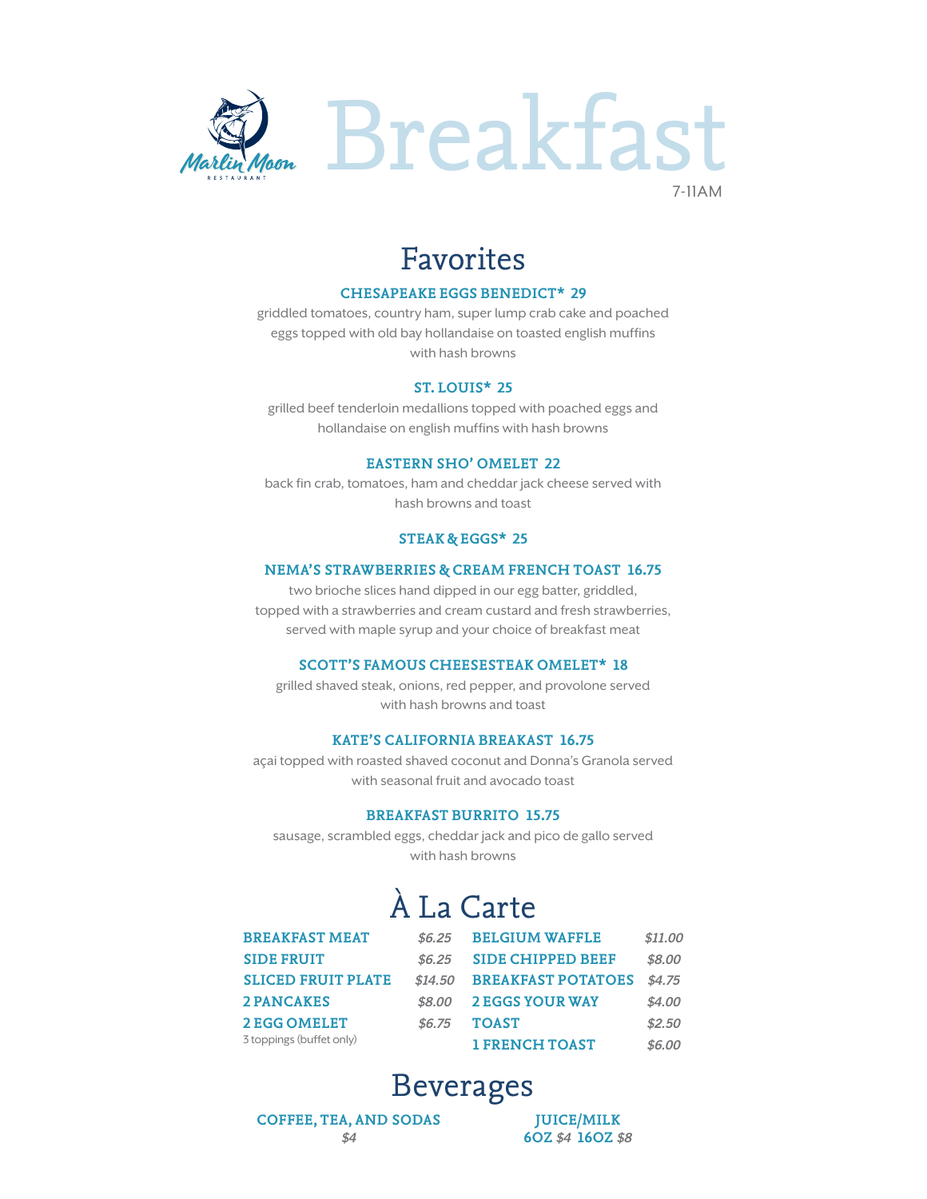Marlin Moon
RESTAURANT

# Breakfast

7-11AM

## Favorites

### CHESAPEAKE EGGS BENEDICT* 29

griddled tomatoes, country ham, super lump crab cake and poached eggs topped with old bay hollandaise on toasted english muffins with hash browns

### ST. LOUIS* 25

grilled beef tenderloin medallions topped with poached eggs and hollandaise on english muffins with hash browns

### EASTERN SHO' OMELET 22

back fin crab, tomatoes, ham and cheddar jack cheese served with hash browns and toast

### STEAK & EGGS* 25

### NEMA'S STRAWBERRIES & CREAM FRENCH TOAST 16.75

two brioche slices hand dipped in our egg batter, griddled, topped with a strawberries and cream custard and fresh strawberries, served with maple syrup and your choice of breakfast meat

### SCOTT'S FAMOUS CHEESESTEAK OMELET* 18

grilled shaved steak, onions, red pepper, and provolone served with hash browns and toast

### KATE'S CALIFORNIA BREAKAST 16.75

açai topped with roasted shaved coconut and Donna's Granola served with seasonal fruit and avocado toast

### BREAKFAST BURRITO 15.75

sausage, scrambled eggs, cheddar jack and pico de gallo served with hash browns

## À La Carte

| | | | |
|---|---|---|---|
| **BREAKFAST MEAT** | *$6.25* | **BELGIUM WAFFLE** | *$11.00* |
| **SIDE FRUIT** | *$6.25* | **SIDE CHIPPED BEEF** | *$8.00* |
| **SLICED FRUIT PLATE** | *$14.50* | **BREAKFAST POTATOES** | *$4.75* |
| **2 PANCAKES** | *$8.00* | **2 EGGS YOUR WAY** | *$4.00* |
| **2 EGG OMELET** 3 toppings (buffet only) | *$6.75* | **TOAST** | *$2.50* |
| | | **1 FRENCH TOAST** | *$6.00* |

## Beverages

**COFFEE, TEA, AND SODAS**
*$4*

**JUICE/MILK**
**6OZ** *$4* **16OZ** *$8*